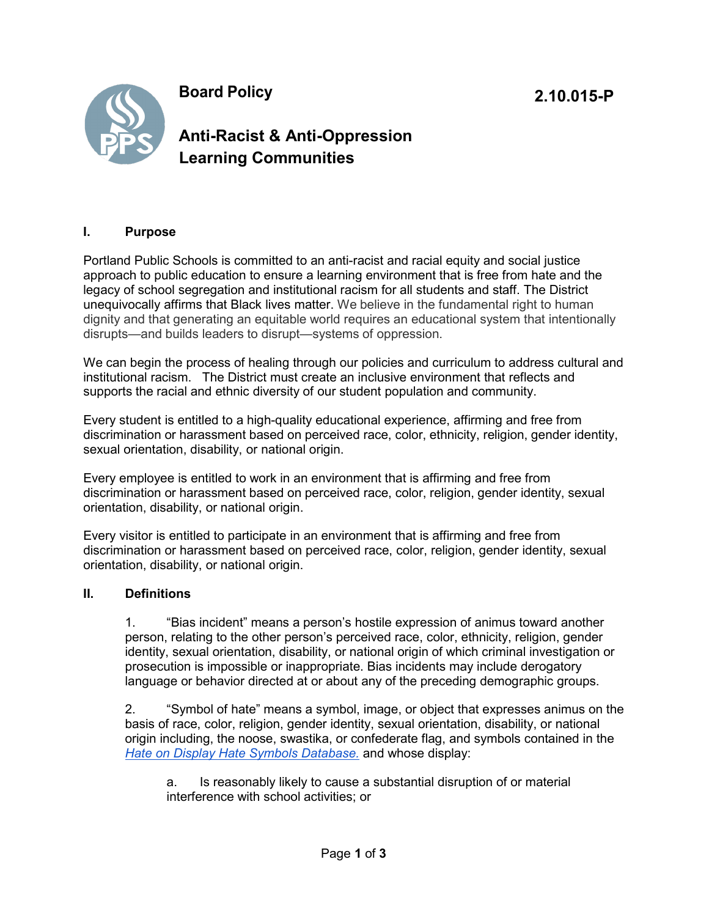# Board Policy

**2.10.015-P**

## Anti-Racist & Anti-Oppression Learning Communities

### I. Purpose

Portland Public Schools is committed to an anti-racist and racial equity and social justice approach to public education to ensure a learning environment that is free from hate and the legacy of school segregation and institutional racism for all students and staff. The District unequivocally affirms that Black lives matter. We believe in the fundamental right to human dignity and that generating an equitable world requires an educational system that intentionally disrupts—and builds leaders to disrupt—systems of oppression.

We can begin the process of healing through our policies and curriculum to address cultural and institutional racism. The District must create an inclusive environment that reflects and supports the racial and ethnic diversity of our student population and community.

Every student is entitled to a high-quality educational experience, affirming and free from discrimination or harassment based on perceived race, color, ethnicity, religion, gender identity, sexual orientation, disability, or national origin.

Every employee is entitled to work in an environment that is affirming and free from discrimination or harassment based on perceived race, color, religion, gender identity, sexual orientation, disability, or national origin.

Every visitor is entitled to participate in an environment that is affirming and free from discrimination or harassment based on perceived race, color, religion, gender identity, sexual orientation, disability, or national origin.

### II. Definitions

1. "Bias incident" means a person's hostile expression of animus toward another person, relating to the other person's perceived race, color, ethnicity, religion, gender identity, sexual orientation, disability, or national origin of which criminal investigation or prosecution is impossible or inappropriate. Bias incidents may include derogatory language or behavior directed at or about any of the preceding demographic groups.

2. "Symbol of hate" means a symbol, image, or object that expresses animus on the basis of race, color, religion, gender identity, sexual orientation, disability, or national origin including, the noose, swastika, or confederate flag, and symbols contained in the *Hate on Display Hate Symbols Database.* and whose display:

   a. Is reasonably likely to cause a substantial disruption of or material interference with school activities; or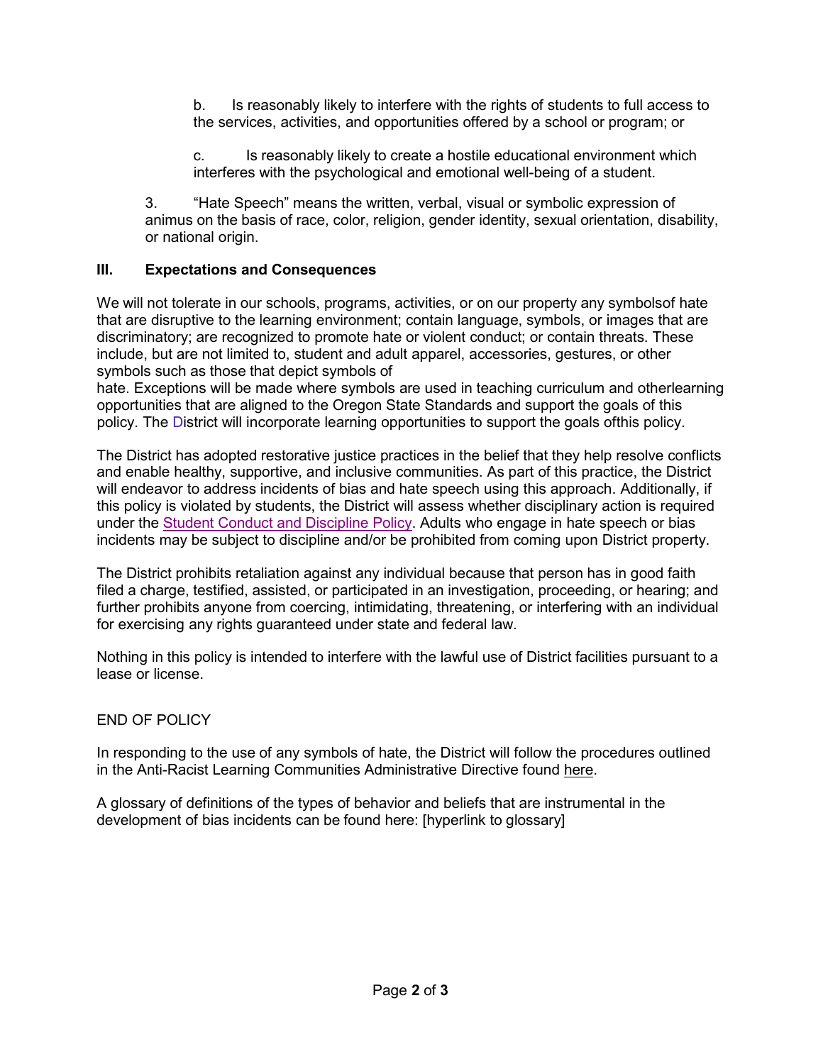b. Is reasonably likely to interfere with the rights of students to full access to the services, activities, and opportunities offered by a school or program; or

c. Is reasonably likely to create a hostile educational environment which interferes with the psychological and emotional well-being of a student.

3. "Hate Speech" means the written, verbal, visual or symbolic expression of animus on the basis of race, color, religion, gender identity, sexual orientation, disability, or national origin.

## III. Expectations and Consequences

We will not tolerate in our schools, programs, activities, or on our property any symbolsof hate that are disruptive to the learning environment; contain language, symbols, or images that are discriminatory; are recognized to promote hate or violent conduct; or contain threats. These include, but are not limited to, student and adult apparel, accessories, gestures, or other symbols such as those that depict symbols of hate. Exceptions will be made where symbols are used in teaching curriculum and otherlearning opportunities that are aligned to the Oregon State Standards and support the goals of this policy. The District will incorporate learning opportunities to support the goals ofthis policy.

The District has adopted restorative justice practices in the belief that they help resolve conflicts and enable healthy, supportive, and inclusive communities. As part of this practice, the District will endeavor to address incidents of bias and hate speech using this approach. Additionally, if this policy is violated by students, the District will assess whether disciplinary action is required under the Student Conduct and Discipline Policy. Adults who engage in hate speech or bias incidents may be subject to discipline and/or be prohibited from coming upon District property.

The District prohibits retaliation against any individual because that person has in good faith filed a charge, testified, assisted, or participated in an investigation, proceeding, or hearing; and further prohibits anyone from coercing, intimidating, threatening, or interfering with an individual for exercising any rights guaranteed under state and federal law.

Nothing in this policy is intended to interfere with the lawful use of District facilities pursuant to a lease or license.

END OF POLICY

In responding to the use of any symbols of hate, the District will follow the procedures outlined in the Anti-Racist Learning Communities Administrative Directive found here.

A glossary of definitions of the types of behavior and beliefs that are instrumental in the development of bias incidents can be found here: [hyperlink to glossary]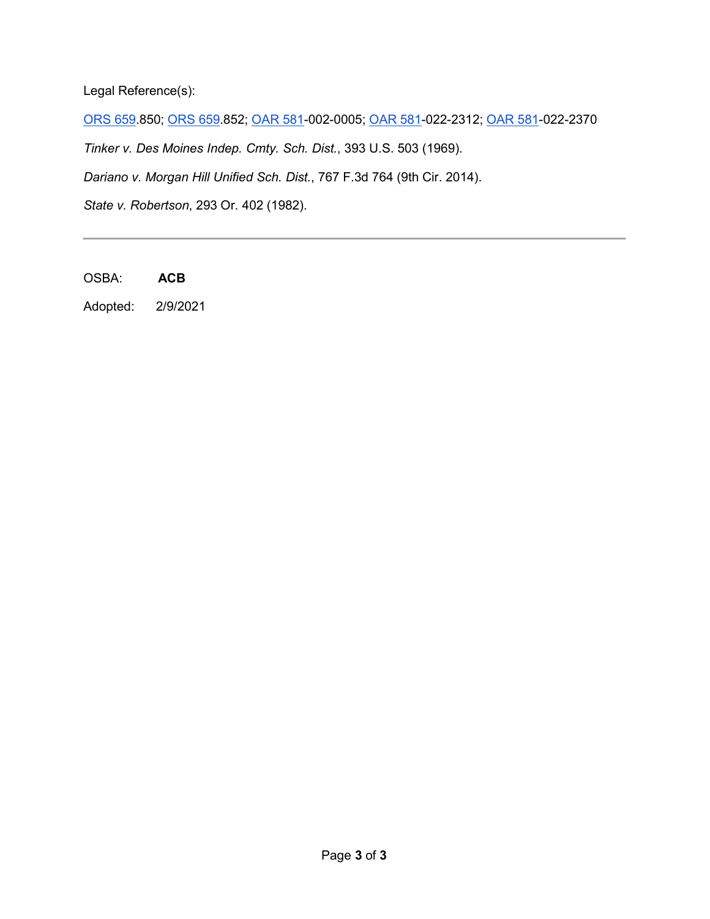Legal Reference(s):

ORS 659.850; ORS 659.852; OAR 581-002-0005; OAR 581-022-2312; OAR 581-022-2370

*Tinker v. Des Moines Indep. Cmty. Sch. Dist.*, 393 U.S. 503 (1969).

*Dariano v. Morgan Hill Unified Sch. Dist.*, 767 F.3d 764 (9th Cir. 2014).

*State v. Robertson*, 293 Or. 402 (1982).

---

OSBA: **ACB**

Adopted: 2/9/2021